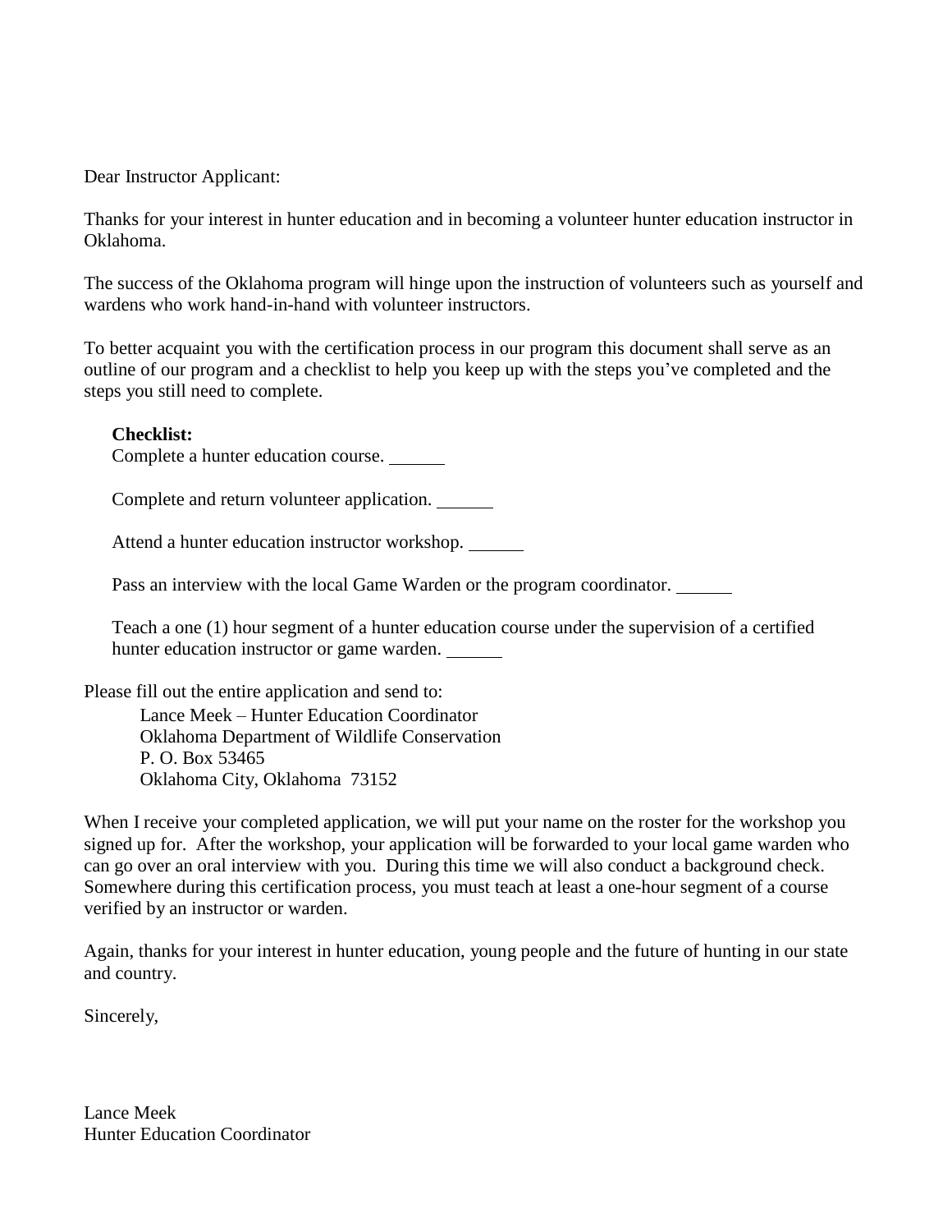Dear Instructor Applicant:

Thanks for your interest in hunter education and in becoming a volunteer hunter education instructor in Oklahoma.

The success of the Oklahoma program will hinge upon the instruction of volunteers such as yourself and wardens who work hand-in-hand with volunteer instructors.

To better acquaint you with the certification process in our program this document shall serve as an outline of our program and a checklist to help you keep up with the steps you've completed and the steps you still need to complete.

**Checklist:**

Complete a hunter education course. ______

Complete and return volunteer application. ______

Attend a hunter education instructor workshop. ______

Pass an interview with the local Game Warden or the program coordinator. ______

Teach a one (1) hour segment of a hunter education course under the supervision of a certified hunter education instructor or game warden. ______

Please fill out the entire application and send to:

Lance Meek – Hunter Education Coordinator
Oklahoma Department of Wildlife Conservation
P. O. Box 53465
Oklahoma City, Oklahoma 73152

When I receive your completed application, we will put your name on the roster for the workshop you signed up for. After the workshop, your application will be forwarded to your local game warden who can go over an oral interview with you. During this time we will also conduct a background check. Somewhere during this certification process, you must teach at least a one-hour segment of a course verified by an instructor or warden.

Again, thanks for your interest in hunter education, young people and the future of hunting in our state and country.

Sincerely,

Lance Meek
Hunter Education Coordinator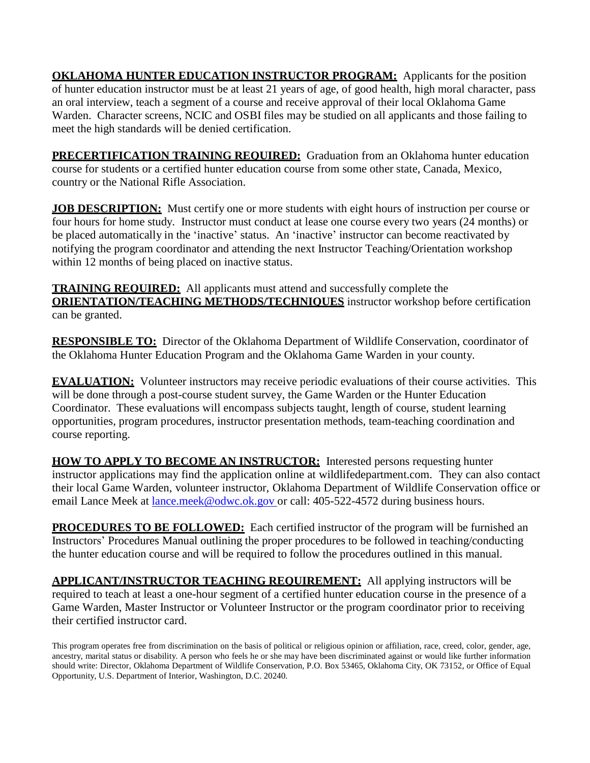**OKLAHOMA HUNTER EDUCATION INSTRUCTOR PROGRAM:** Applicants for the position of hunter education instructor must be at least 21 years of age, of good health, high moral character, pass an oral interview, teach a segment of a course and receive approval of their local Oklahoma Game Warden. Character screens, NCIC and OSBI files may be studied on all applicants and those failing to meet the high standards will be denied certification.

**PRECERTIFICATION TRAINING REQUIRED:** Graduation from an Oklahoma hunter education course for students or a certified hunter education course from some other state, Canada, Mexico, country or the National Rifle Association.

**JOB DESCRIPTION:** Must certify one or more students with eight hours of instruction per course or four hours for home study. Instructor must conduct at lease one course every two years (24 months) or be placed automatically in the 'inactive' status. An 'inactive' instructor can become reactivated by notifying the program coordinator and attending the next Instructor Teaching/Orientation workshop within 12 months of being placed on inactive status.

**TRAINING REQUIRED:** All applicants must attend and successfully complete the **ORIENTATION/TEACHING METHODS/TECHNIQUES** instructor workshop before certification can be granted.

**RESPONSIBLE TO:** Director of the Oklahoma Department of Wildlife Conservation, coordinator of the Oklahoma Hunter Education Program and the Oklahoma Game Warden in your county.

**EVALUATION:** Volunteer instructors may receive periodic evaluations of their course activities. This will be done through a post-course student survey, the Game Warden or the Hunter Education Coordinator. These evaluations will encompass subjects taught, length of course, student learning opportunities, program procedures, instructor presentation methods, team-teaching coordination and course reporting.

**HOW TO APPLY TO BECOME AN INSTRUCTOR:** Interested persons requesting hunter instructor applications may find the application online at wildlifedepartment.com. They can also contact their local Game Warden, volunteer instructor, Oklahoma Department of Wildlife Conservation office or email Lance Meek at lance.meek@odwc.ok.gov or call: 405-522-4572 during business hours.

**PROCEDURES TO BE FOLLOWED:** Each certified instructor of the program will be furnished an Instructors' Procedures Manual outlining the proper procedures to be followed in teaching/conducting the hunter education course and will be required to follow the procedures outlined in this manual.

**APPLICANT/INSTRUCTOR TEACHING REQUIREMENT:** All applying instructors will be required to teach at least a one-hour segment of a certified hunter education course in the presence of a Game Warden, Master Instructor or Volunteer Instructor or the program coordinator prior to receiving their certified instructor card.

This program operates free from discrimination on the basis of political or religious opinion or affiliation, race, creed, color, gender, age, ancestry, marital status or disability. A person who feels he or she may have been discriminated against or would like further information should write: Director, Oklahoma Department of Wildlife Conservation, P.O. Box 53465, Oklahoma City, OK 73152, or Office of Equal Opportunity, U.S. Department of Interior, Washington, D.C. 20240.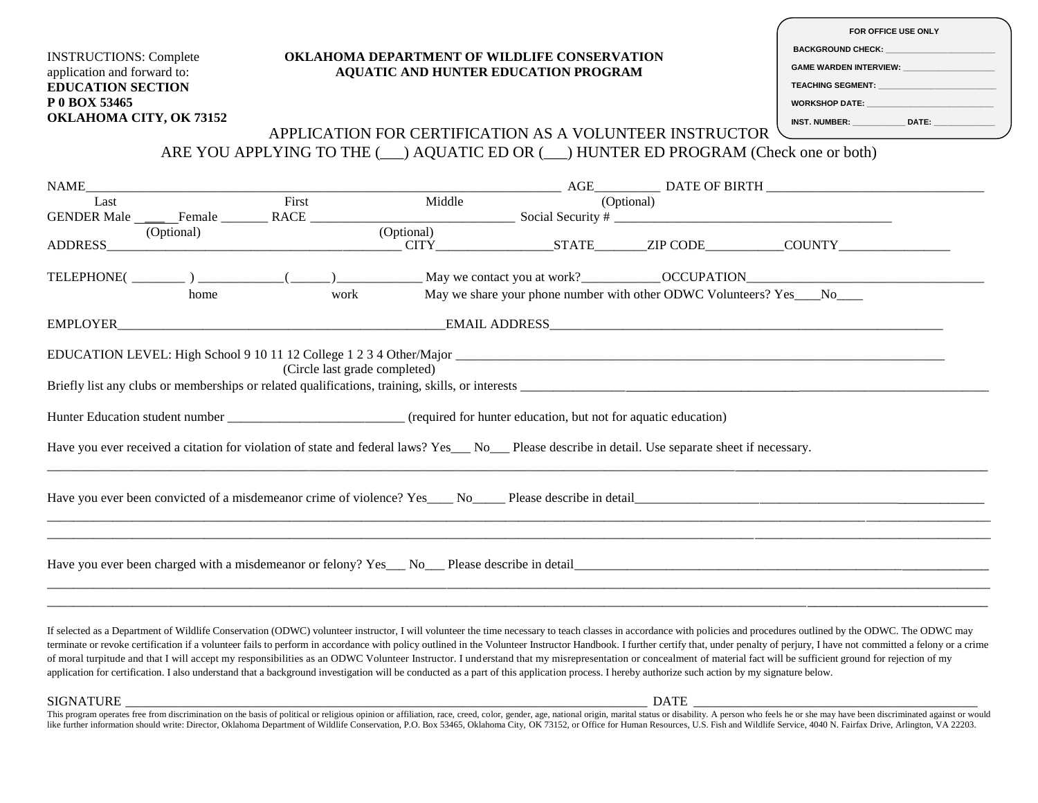**FOR OFFICE USE ONLY**

BACKGROUND CHECK: ______________________

GAME WARDEN INTERVIEW: __________________

TEACHING SEGMENT: ______________________

WORKSHOP DATE: ________________________

INST. NUMBER: ___________ DATE: ____________

INSTRUCTIONS: Complete application and forward to:
**EDUCATION SECTION**
**P 0 BOX 53465**
**OKLAHOMA CITY, OK 73152**

**OKLAHOMA DEPARTMENT OF WILDLIFE CONSERVATION**
**AQUATIC AND HUNTER EDUCATION PROGRAM**

APPLICATION FOR CERTIFICATION AS A VOLUNTEER INSTRUCTOR

ARE YOU APPLYING TO THE (___) AQUATIC ED OR (___) HUNTER ED PROGRAM (Check one or both)

NAME__________________________________________________________________________ AGE_________ DATE OF BIRTH ________________________________
Last First Middle (Optional)

GENDER Male ____Female _______ RACE ______________________________ Social Security # ________________________________________
(Optional) (Optional)

ADDRESS___________________________________________ CITY_________________STATE_______ZIP CODE___________COUNTY________________

TELEPHONE( ________ ) ____________(______)____________ May we contact you at work?___________OCCUPATION___________________________________
home work May we share your phone number with other ODWC Volunteers? Yes____No____

EMPLOYER_________________________________________________EMAIL ADDRESS__________________________________________________________

EDUCATION LEVEL: High School 9 10 11 12 College 1 2 3 4 Other/Major ________________________________________________________________________________
(Circle last grade completed)

Briefly list any clubs or memberships or related qualifications, training, skills, or interests ________________________________________________________________

Hunter Education student number __________________________ (required for hunter education, but not for aquatic education)

Have you ever received a citation for violation of state and federal laws? Yes___ No___ Please describe in detail. Use separate sheet if necessary.
______________________________________________________________________________________________________________________________________

Have you ever been convicted of a misdemeanor crime of violence? Yes____ No_____ Please describe in detail__________________________________________________
______________________________________________________________________________________________________________________________________
______________________________________________________________________________________________________________________________________

Have you ever been charged with a misdemeanor or felony? Yes___ No___ Please describe in detail_____________________________________________________________
______________________________________________________________________________________________________________________________________
______________________________________________________________________________________________________________________________________

If selected as a Department of Wildlife Conservation (ODWC) volunteer instructor, I will volunteer the time necessary to teach classes in accordance with policies and procedures outlined by the ODWC. The ODWC may terminate or revoke certification if a volunteer fails to perform in accordance with policy outlined in the Volunteer Instructor Handbook. I further certify that, under penalty of perjury, I have not committed a felony or a crime of moral turpitude and that I will accept my responsibilities as an ODWC Volunteer Instructor. I understand that my misrepresentation or concealment of material fact will be sufficient ground for rejection of my application for certification. I also understand that a background investigation will be conducted as a part of this application process. I hereby authorize such action by my signature below.

SIGNATURE ________________________________________________________________________________ DATE ________________________________________

This program operates free from discrimination on the basis of political or religious opinion or affiliation, race, creed, color, gender, age, national origin, marital status or disability. A person who feels he or she may have been discriminated against or would like further information should write: Director, Oklahoma Department of Wildlife Conservation, P.O. Box 53465, Oklahoma City, OK 73152, or Office for Human Resources, U.S. Fish and Wildlife Service, 4040 N. Fairfax Drive, Arlington, VA 22203.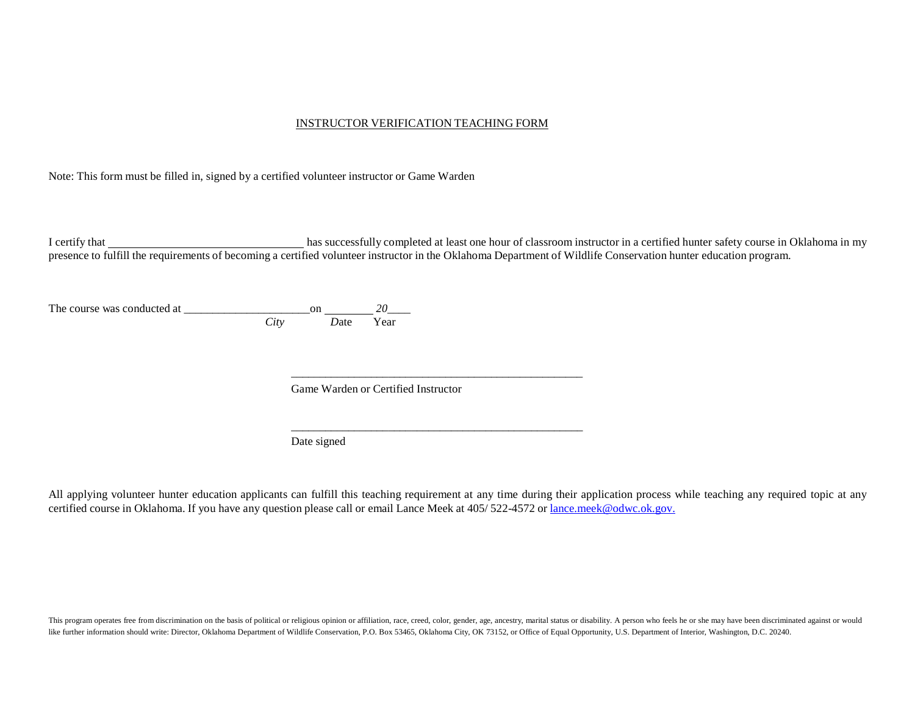INSTRUCTOR VERIFICATION TEACHING FORM

Note: This form must be filled in, signed by a certified volunteer instructor or Game Warden

I certify that _________________________________ has successfully completed at least one hour of classroom instructor in a certified hunter safety course in Oklahoma in my presence to fulfill the requirements of becoming a certified volunteer instructor in the Oklahoma Department of Wildlife Conservation hunter education program.

The course was conducted at _____________________on ________ *20*____
*City* *D*ate Year

___________________________________________________
Game Warden or Certified Instructor

___________________________________________________
Date signed

All applying volunteer hunter education applicants can fulfill this teaching requirement at any time during their application process while teaching any required topic at any certified course in Oklahoma. If you have any question please call or email Lance Meek at 405/ 522-4572 or lance.meek@odwc.ok.gov.

This program operates free from discrimination on the basis of political or religious opinion or affiliation, race, creed, color, gender, age, ancestry, marital status or disability. A person who feels he or she may have been discriminated against or would like further information should write: Director, Oklahoma Department of Wildlife Conservation, P.O. Box 53465, Oklahoma City, OK 73152, or Office of Equal Opportunity, U.S. Department of Interior, Washington, D.C. 20240.